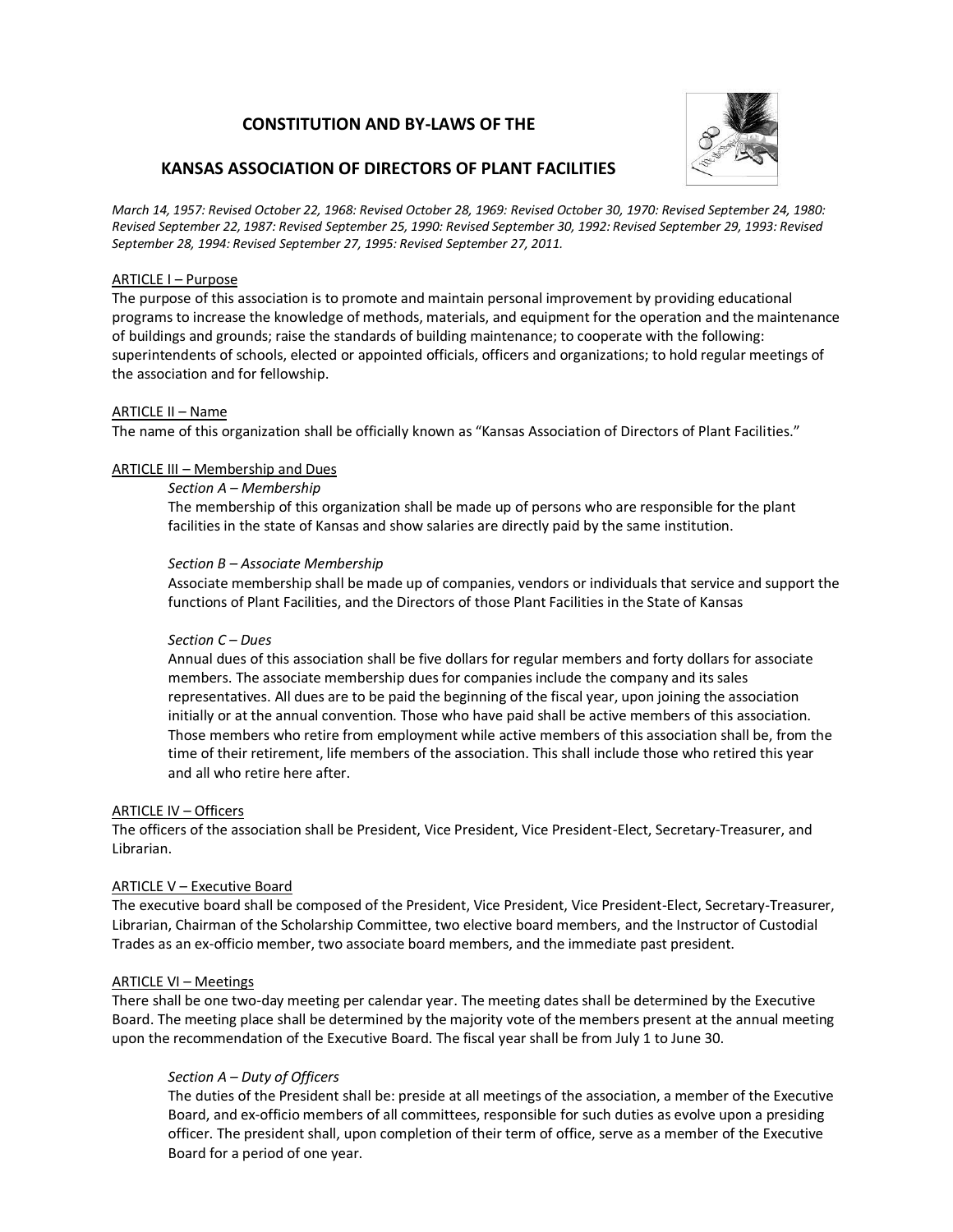# CONSTITUTION AND BY-LAWS OF THE

# KANSAS ASSOCIATION OF DIRECTORS OF PLANT FACILITIES

*March 14, 1957: Revised October 22, 1968: Revised October 28, 1969: Revised October 30, 1970: Revised September 24, 1980: Revised September 22, 1987: Revised September 25, 1990: Revised September 30, 1992: Revised September 29, 1993: Revised September 28, 1994: Revised September 27, 1995: Revised September 27, 2011.*

## ARTICLE I – Purpose

The purpose of this association is to promote and maintain personal improvement by providing educational programs to increase the knowledge of methods, materials, and equipment for the operation and the maintenance of buildings and grounds; raise the standards of building maintenance; to cooperate with the following: superintendents of schools, elected or appointed officials, officers and organizations; to hold regular meetings of the association and for fellowship.

## ARTICLE II – Name

The name of this organization shall be officially known as "Kansas Association of Directors of Plant Facilities."

## ARTICLE III – Membership and Dues

### *Section A – Membership*

The membership of this organization shall be made up of persons who are responsible for the plant facilities in the state of Kansas and show salaries are directly paid by the same institution.

### *Section B – Associate Membership*

Associate membership shall be made up of companies, vendors or individuals that service and support the functions of Plant Facilities, and the Directors of those Plant Facilities in the State of Kansas

### *Section C – Dues*

Annual dues of this association shall be five dollars for regular members and forty dollars for associate members. The associate membership dues for companies include the company and its sales representatives. All dues are to be paid the beginning of the fiscal year, upon joining the association initially or at the annual convention. Those who have paid shall be active members of this association. Those members who retire from employment while active members of this association shall be, from the time of their retirement, life members of the association. This shall include those who retired this year and all who retire here after.

## ARTICLE IV – Officers

The officers of the association shall be President, Vice President, Vice President-Elect, Secretary-Treasurer, and Librarian.

## ARTICLE V – Executive Board

The executive board shall be composed of the President, Vice President, Vice President-Elect, Secretary-Treasurer, Librarian, Chairman of the Scholarship Committee, two elective board members, and the Instructor of Custodial Trades as an ex-officio member, two associate board members, and the immediate past president.

## ARTICLE VI – Meetings

There shall be one two-day meeting per calendar year. The meeting dates shall be determined by the Executive Board. The meeting place shall be determined by the majority vote of the members present at the annual meeting upon the recommendation of the Executive Board. The fiscal year shall be from July 1 to June 30.

### *Section A – Duty of Officers*

The duties of the President shall be: preside at all meetings of the association, a member of the Executive Board, and ex-officio members of all committees, responsible for such duties as evolve upon a presiding officer. The president shall, upon completion of their term of office, serve as a member of the Executive Board for a period of one year.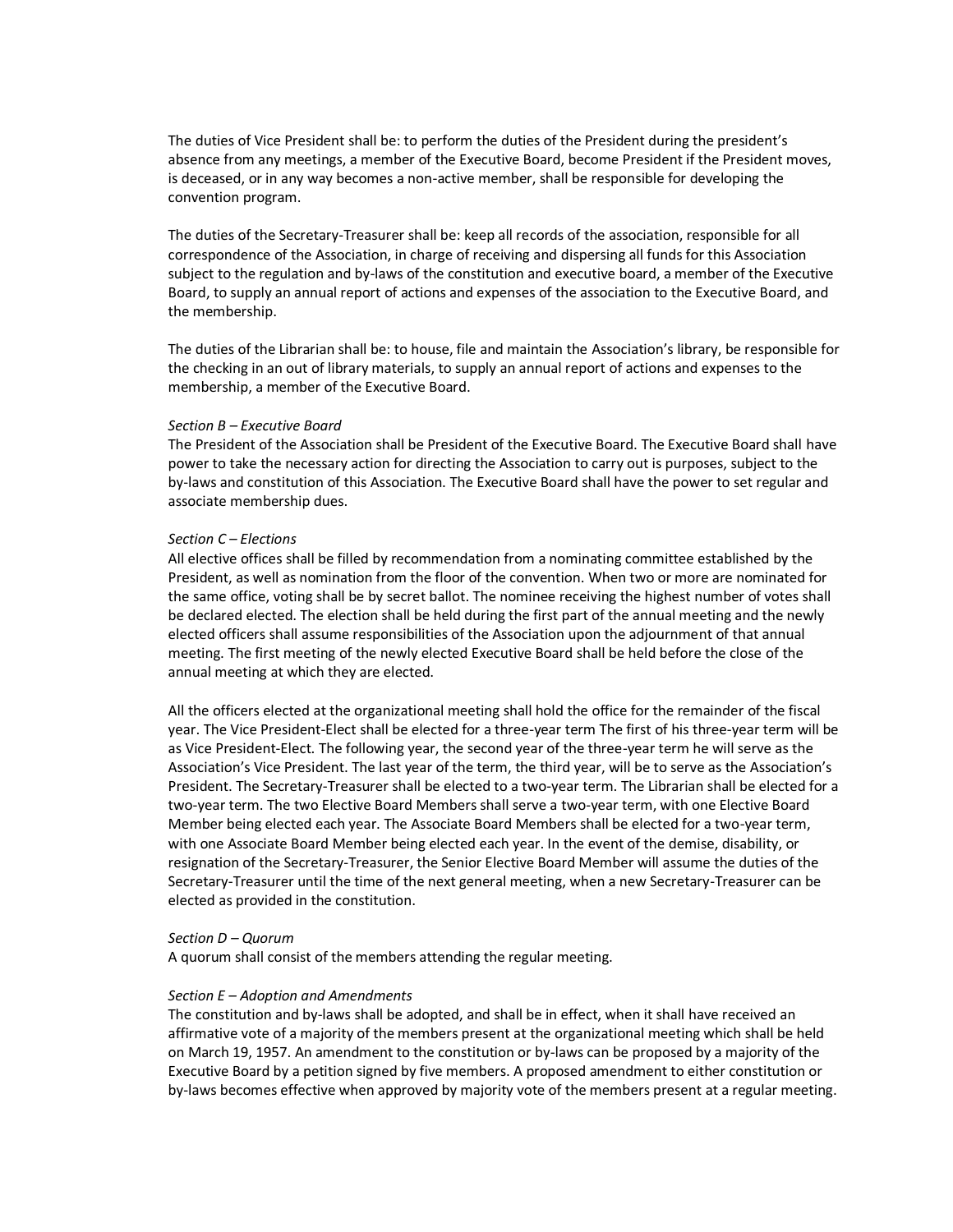The duties of Vice President shall be: to perform the duties of the President during the president's absence from any meetings, a member of the Executive Board, become President if the President moves, is deceased, or in any way becomes a non-active member, shall be responsible for developing the convention program.

The duties of the Secretary-Treasurer shall be: keep all records of the association, responsible for all correspondence of the Association, in charge of receiving and dispersing all funds for this Association subject to the regulation and by-laws of the constitution and executive board, a member of the Executive Board, to supply an annual report of actions and expenses of the association to the Executive Board, and the membership.

The duties of the Librarian shall be: to house, file and maintain the Association's library, be responsible for the checking in an out of library materials, to supply an annual report of actions and expenses to the membership, a member of the Executive Board.

*Section B – Executive Board*

The President of the Association shall be President of the Executive Board. The Executive Board shall have power to take the necessary action for directing the Association to carry out is purposes, subject to the by-laws and constitution of this Association. The Executive Board shall have the power to set regular and associate membership dues.

*Section C – Elections*

All elective offices shall be filled by recommendation from a nominating committee established by the President, as well as nomination from the floor of the convention. When two or more are nominated for the same office, voting shall be by secret ballot. The nominee receiving the highest number of votes shall be declared elected. The election shall be held during the first part of the annual meeting and the newly elected officers shall assume responsibilities of the Association upon the adjournment of that annual meeting. The first meeting of the newly elected Executive Board shall be held before the close of the annual meeting at which they are elected.

All the officers elected at the organizational meeting shall hold the office for the remainder of the fiscal year. The Vice President-Elect shall be elected for a three-year term The first of his three-year term will be as Vice President-Elect. The following year, the second year of the three-year term he will serve as the Association's Vice President. The last year of the term, the third year, will be to serve as the Association's President. The Secretary-Treasurer shall be elected to a two-year term. The Librarian shall be elected for a two-year term. The two Elective Board Members shall serve a two-year term, with one Elective Board Member being elected each year. The Associate Board Members shall be elected for a two-year term, with one Associate Board Member being elected each year. In the event of the demise, disability, or resignation of the Secretary-Treasurer, the Senior Elective Board Member will assume the duties of the Secretary-Treasurer until the time of the next general meeting, when a new Secretary-Treasurer can be elected as provided in the constitution.

*Section D – Quorum*

A quorum shall consist of the members attending the regular meeting.

*Section E – Adoption and Amendments*

The constitution and by-laws shall be adopted, and shall be in effect, when it shall have received an affirmative vote of a majority of the members present at the organizational meeting which shall be held on March 19, 1957. An amendment to the constitution or by-laws can be proposed by a majority of the Executive Board by a petition signed by five members. A proposed amendment to either constitution or by-laws becomes effective when approved by majority vote of the members present at a regular meeting.